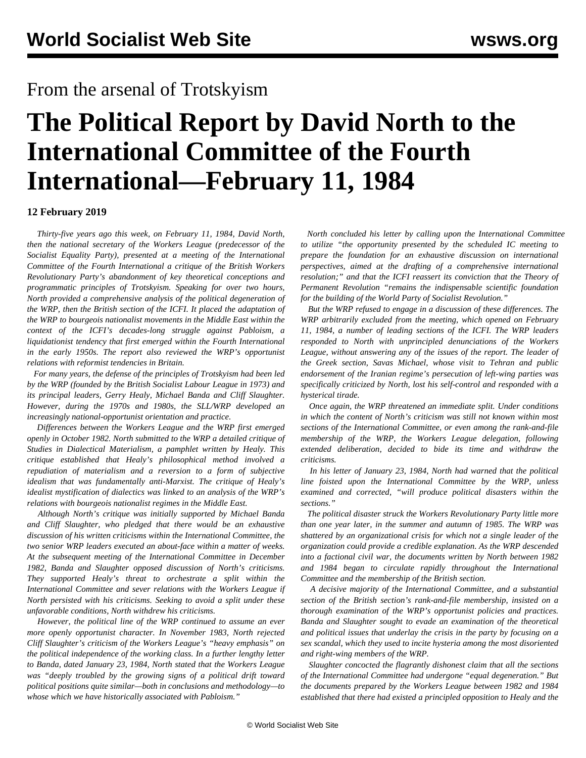From the arsenal of Trotskyism

# The Political Report by David North to the International Committee of the Fourth International—February 11, 1984

**12 February 2019**

*Thirty-five years ago this week, on February 11, 1984, David North, then the national secretary of the Workers League (predecessor of the Socialist Equality Party), presented at a meeting of the International Committee of the Fourth International a critique of the British Workers Revolutionary Party's abandonment of key theoretical conceptions and programmatic principles of Trotskyism. Speaking for over two hours, North provided a comprehensive analysis of the political degeneration of the WRP, then the British section of the ICFI. It placed the adaptation of the WRP to bourgeois nationalist movements in the Middle East within the context of the ICFI's decades-long struggle against Pabloism, a liquidationist tendency that first emerged within the Fourth International in the early 1950s. The report also reviewed the WRP's opportunist relations with reformist tendencies in Britain.*

*For many years, the defense of the principles of Trotskyism had been led by the WRP (founded by the British Socialist Labour League in 1973) and its principal leaders, Gerry Healy, Michael Banda and Cliff Slaughter. However, during the 1970s and 1980s, the SLL/WRP developed an increasingly national-opportunist orientation and practice.*

*Differences between the Workers League and the WRP first emerged openly in October 1982. North submitted to the WRP a detailed critique of Studies in Dialectical Materialism, a pamphlet written by Healy. This critique established that Healy's philosophical method involved a repudiation of materialism and a reversion to a form of subjective idealism that was fundamentally anti-Marxist. The critique of Healy's idealist mystification of dialectics was linked to an analysis of the WRP's relations with bourgeois nationalist regimes in the Middle East.*

*Although North's critique was initially supported by Michael Banda and Cliff Slaughter, who pledged that there would be an exhaustive discussion of his written criticisms within the International Committee, the two senior WRP leaders executed an about-face within a matter of weeks. At the subsequent meeting of the International Committee in December 1982, Banda and Slaughter opposed discussion of North's criticisms. They supported Healy's threat to orchestrate a split within the International Committee and sever relations with the Workers League if North persisted with his criticisms. Seeking to avoid a split under these unfavorable conditions, North withdrew his criticisms.*

*However, the political line of the WRP continued to assume an ever more openly opportunist character. In November 1983, North rejected Cliff Slaughter's criticism of the Workers League's "heavy emphasis" on the political independence of the working class. In a further lengthy letter to Banda, dated January 23, 1984, North stated that the Workers League was "deeply troubled by the growing signs of a political drift toward political positions quite similar—both in conclusions and methodology—to whose which we have historically associated with Pabloism."*

*North concluded his letter by calling upon the International Committee to utilize "the opportunity presented by the scheduled IC meeting to prepare the foundation for an exhaustive discussion on international perspectives, aimed at the drafting of a comprehensive international resolution;" and that the ICFI reassert its conviction that the Theory of Permanent Revolution "remains the indispensable scientific foundation for the building of the World Party of Socialist Revolution."*

*But the WRP refused to engage in a discussion of these differences. The WRP arbitrarily excluded from the meeting, which opened on February 11, 1984, a number of leading sections of the ICFI. The WRP leaders responded to North with unprincipled denunciations of the Workers League, without answering any of the issues of the report. The leader of the Greek section, Savas Michael, whose visit to Tehran and public endorsement of the Iranian regime's persecution of left-wing parties was specifically criticized by North, lost his self-control and responded with a hysterical tirade.*

*Once again, the WRP threatened an immediate split. Under conditions in which the content of North's criticism was still not known within most sections of the International Committee, or even among the rank-and-file membership of the WRP, the Workers League delegation, following extended deliberation, decided to bide its time and withdraw the criticisms.*

*In his letter of January 23, 1984, North had warned that the political line foisted upon the International Committee by the WRP, unless examined and corrected, "will produce political disasters within the sections."*

*The political disaster struck the Workers Revolutionary Party little more than one year later, in the summer and autumn of 1985. The WRP was shattered by an organizational crisis for which not a single leader of the organization could provide a credible explanation. As the WRP descended into a factional civil war, the documents written by North between 1982 and 1984 began to circulate rapidly throughout the International Committee and the membership of the British section.*

*A decisive majority of the International Committee, and a substantial section of the British section's rank-and-file membership, insisted on a thorough examination of the WRP's opportunist policies and practices. Banda and Slaughter sought to evade an examination of the theoretical and political issues that underlay the crisis in the party by focusing on a sex scandal, which they used to incite hysteria among the most disoriented and right-wing members of the WRP.*

*Slaughter concocted the flagrantly dishonest claim that all the sections of the International Committee had undergone "equal degeneration." But the documents prepared by the Workers League between 1982 and 1984 established that there had existed a principled opposition to Healy and the*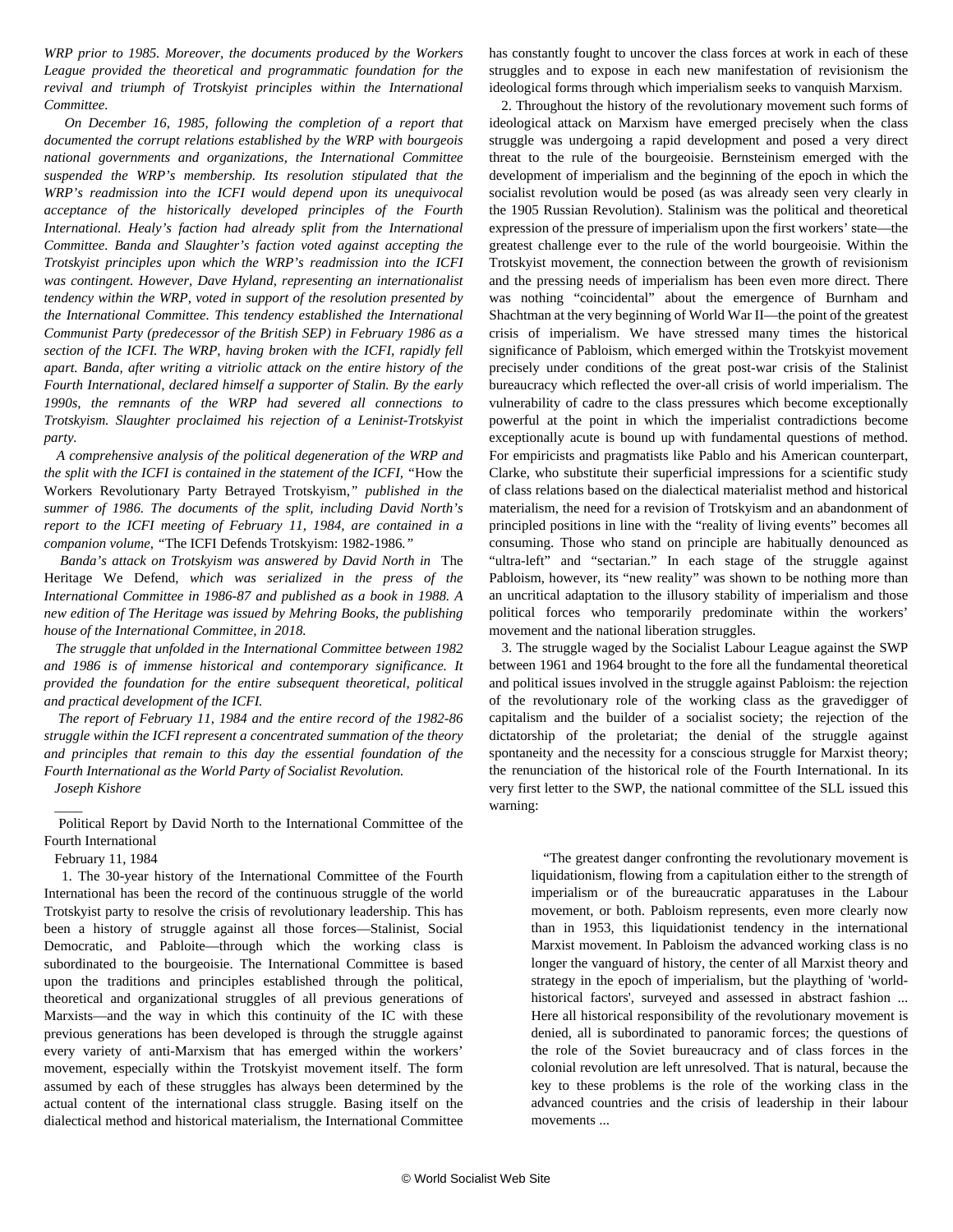*WRP prior to 1985. Moreover, the documents produced by the Workers League provided the theoretical and programmatic foundation for the revival and triumph of Trotskyist principles within the International Committee.*

*On December 16, 1985, following the completion of a report that documented the corrupt relations established by the WRP with bourgeois national governments and organizations, the International Committee suspended the WRP's membership. Its resolution stipulated that the WRP's readmission into the ICFI would depend upon its unequivocal acceptance of the historically developed principles of the Fourth International. Healy's faction had already split from the International Committee. Banda and Slaughter's faction voted against accepting the Trotskyist principles upon which the WRP's readmission into the ICFI was contingent. However, Dave Hyland, representing an internationalist tendency within the WRP, voted in support of the resolution presented by the International Committee. This tendency established the International Communist Party (predecessor of the British SEP) in February 1986 as a section of the ICFI. The WRP, having broken with the ICFI, rapidly fell apart. Banda, after writing a vitriolic attack on the entire history of the Fourth International, declared himself a supporter of Stalin. By the early 1990s, the remnants of the WRP had severed all connections to Trotskyism. Slaughter proclaimed his rejection of a Leninist-Trotskyist party.*

*A comprehensive analysis of the political degeneration of the WRP and the split with the ICFI is contained in the statement of the ICFI,* "How the Workers Revolutionary Party Betrayed Trotskyism,*" published in the summer of 1986. The documents of the split, including David North's report to the ICFI meeting of February 11, 1984, are contained in a companion volume,* "The ICFI Defends Trotskyism: 1982-1986.*"*

*Banda's attack on Trotskyism was answered by David North in* The Heritage We Defend, *which was serialized in the press of the International Committee in 1986-87 and published as a book in 1988. A new edition of The Heritage was issued by Mehring Books, the publishing house of the International Committee, in 2018.*

*The struggle that unfolded in the International Committee between 1982 and 1986 is of immense historical and contemporary significance. It provided the foundation for the entire subsequent theoretical, political and practical development of the ICFI.*

*The report of February 11, 1984 and the entire record of the 1982-86 struggle within the ICFI represent a concentrated summation of the theory and principles that remain to this day the essential foundation of the Fourth International as the World Party of Socialist Revolution.*

*Joseph Kishore*

____

Political Report by David North to the International Committee of the Fourth International

February 11, 1984

1. The 30-year history of the International Committee of the Fourth International has been the record of the continuous struggle of the world Trotskyist party to resolve the crisis of revolutionary leadership. This has been a history of struggle against all those forces—Stalinist, Social Democratic, and Pabloite—through which the working class is subordinated to the bourgeoisie. The International Committee is based upon the traditions and principles established through the political, theoretical and organizational struggles of all previous generations of Marxists—and the way in which this continuity of the IC with these previous generations has been developed is through the struggle against every variety of anti-Marxism that has emerged within the workers' movement, especially within the Trotskyist movement itself. The form assumed by each of these struggles has always been determined by the actual content of the international class struggle. Basing itself on the dialectical method and historical materialism, the International Committee has constantly fought to uncover the class forces at work in each of these struggles and to expose in each new manifestation of revisionism the ideological forms through which imperialism seeks to vanquish Marxism.

2. Throughout the history of the revolutionary movement such forms of ideological attack on Marxism have emerged precisely when the class struggle was undergoing a rapid development and posed a very direct threat to the rule of the bourgeoisie. Bernsteinism emerged with the development of imperialism and the beginning of the epoch in which the socialist revolution would be posed (as was already seen very clearly in the 1905 Russian Revolution). Stalinism was the political and theoretical expression of the pressure of imperialism upon the first workers' state—the greatest challenge ever to the rule of the world bourgeoisie. Within the Trotskyist movement, the connection between the growth of revisionism and the pressing needs of imperialism has been even more direct. There was nothing "coincidental" about the emergence of Burnham and Shachtman at the very beginning of World War II—the point of the greatest crisis of imperialism. We have stressed many times the historical significance of Pabloism, which emerged within the Trotskyist movement precisely under conditions of the great post-war crisis of the Stalinist bureaucracy which reflected the over-all crisis of world imperialism. The vulnerability of cadre to the class pressures which become exceptionally powerful at the point in which the imperialist contradictions become exceptionally acute is bound up with fundamental questions of method. For empiricists and pragmatists like Pablo and his American counterpart, Clarke, who substitute their superficial impressions for a scientific study of class relations based on the dialectical materialist method and historical materialism, the need for a revision of Trotskyism and an abandonment of principled positions in line with the "reality of living events" becomes all consuming. Those who stand on principle are habitually denounced as "ultra-left" and "sectarian." In each stage of the struggle against Pabloism, however, its "new reality" was shown to be nothing more than an uncritical adaptation to the illusory stability of imperialism and those political forces who temporarily predominate within the workers' movement and the national liberation struggles.

3. The struggle waged by the Socialist Labour League against the SWP between 1961 and 1964 brought to the fore all the fundamental theoretical and political issues involved in the struggle against Pabloism: the rejection of the revolutionary role of the working class as the gravedigger of capitalism and the builder of a socialist society; the rejection of the dictatorship of the proletariat; the denial of the struggle against spontaneity and the necessity for a conscious struggle for Marxist theory; the renunciation of the historical role of the Fourth International. In its very first letter to the SWP, the national committee of the SLL issued this warning:

> "The greatest danger confronting the revolutionary movement is liquidationism, flowing from a capitulation either to the strength of imperialism or of the bureaucratic apparatuses in the Labour movement, or both. Pabloism represents, even more clearly now than in 1953, this liquidationist tendency in the international Marxist movement. In Pabloism the advanced working class is no longer the vanguard of history, the center of all Marxist theory and strategy in the epoch of imperialism, but the plaything of 'world-historical factors', surveyed and assessed in abstract fashion ... Here all historical responsibility of the revolutionary movement is denied, all is subordinated to panoramic forces; the questions of the role of the Soviet bureaucracy and of class forces in the colonial revolution are left unresolved. That is natural, because the key to these problems is the role of the working class in the advanced countries and the crisis of leadership in their labour movements ...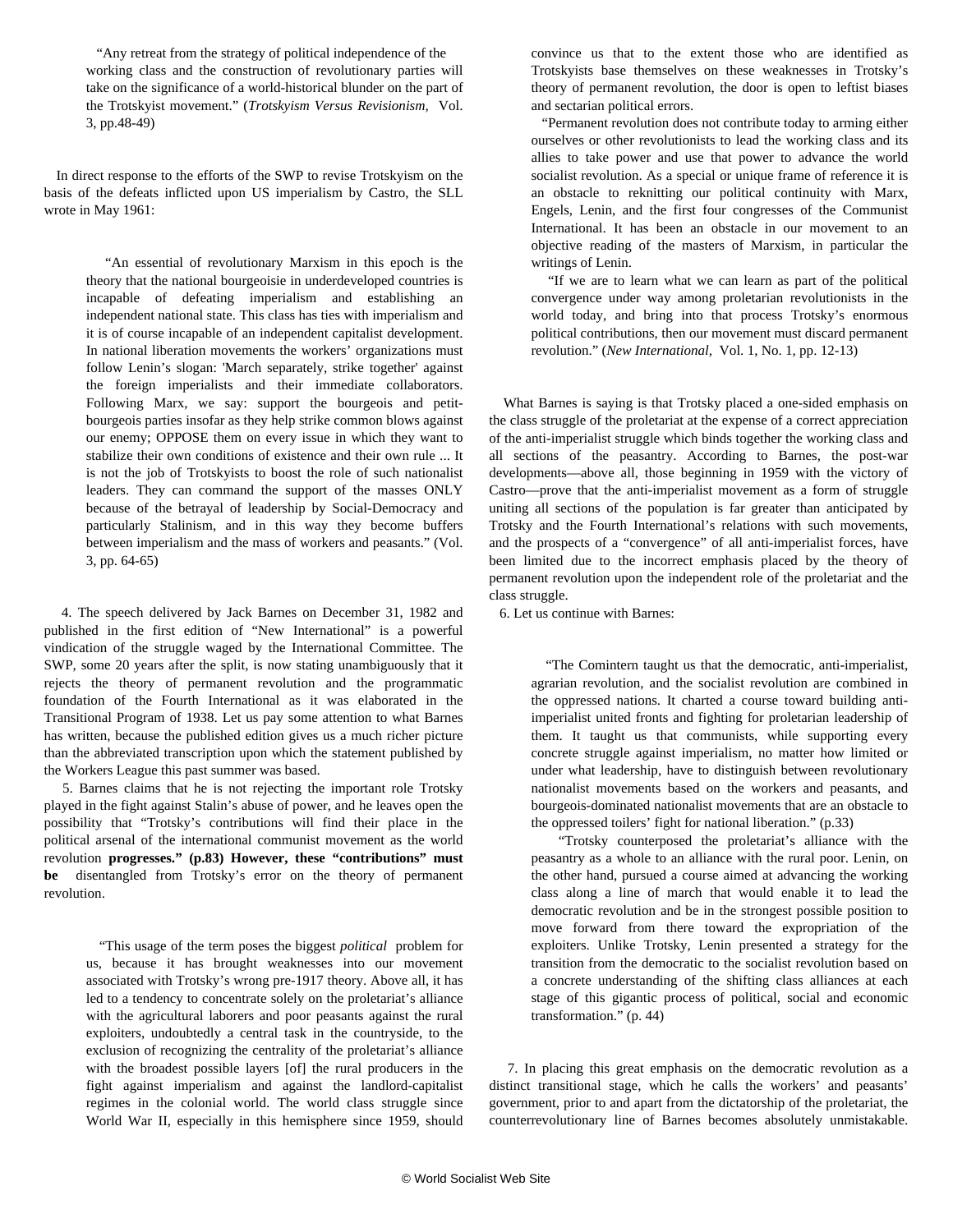> "Any retreat from the strategy of political independence of the working class and the construction of revolutionary parties will take on the significance of a world-historical blunder on the part of the Trotskyist movement." (*Trotskyism Versus Revisionism,* Vol. 3, pp.48-49)

In direct response to the efforts of the SWP to revise Trotskyism on the basis of the defeats inflicted upon US imperialism by Castro, the SLL wrote in May 1961:

> "An essential of revolutionary Marxism in this epoch is the theory that the national bourgeoisie in underdeveloped countries is incapable of defeating imperialism and establishing an independent national state. This class has ties with imperialism and it is of course incapable of an independent capitalist development. In national liberation movements the workers' organizations must follow Lenin's slogan: 'March separately, strike together' against the foreign imperialists and their immediate collaborators. Following Marx, we say: support the bourgeois and petit-bourgeois parties insofar as they help strike common blows against our enemy; OPPOSE them on every issue in which they want to stabilize their own conditions of existence and their own rule ... It is not the job of Trotskyists to boost the role of such nationalist leaders. They can command the support of the masses ONLY because of the betrayal of leadership by Social-Democracy and particularly Stalinism, and in this way they become buffers between imperialism and the mass of workers and peasants." (Vol. 3, pp. 64-65)

4. The speech delivered by Jack Barnes on December 31, 1982 and published in the first edition of "New International" is a powerful vindication of the struggle waged by the International Committee. The SWP, some 20 years after the split, is now stating unambiguously that it rejects the theory of permanent revolution and the programmatic foundation of the Fourth International as it was elaborated in the Transitional Program of 1938. Let us pay some attention to what Barnes has written, because the published edition gives us a much richer picture than the abbreviated transcription upon which the statement published by the Workers League this past summer was based.

5. Barnes claims that he is not rejecting the important role Trotsky played in the fight against Stalin's abuse of power, and he leaves open the possibility that "Trotsky's contributions will find their place in the political arsenal of the international communist movement as the world revolution **progresses." (p.83) However, these "contributions" must be** disentangled from Trotsky's error on the theory of permanent revolution.

> "This usage of the term poses the biggest *political* problem for us, because it has brought weaknesses into our movement associated with Trotsky's wrong pre-1917 theory. Above all, it has led to a tendency to concentrate solely on the proletariat's alliance with the agricultural laborers and poor peasants against the rural exploiters, undoubtedly a central task in the countryside, to the exclusion of recognizing the centrality of the proletariat's alliance with the broadest possible layers [of] the rural producers in the fight against imperialism and against the landlord-capitalist regimes in the colonial world. The world class struggle since World War II, especially in this hemisphere since 1959, should convince us that to the extent those who are identified as Trotskyists base themselves on these weaknesses in Trotsky's theory of permanent revolution, the door is open to leftist biases and sectarian political errors.
>
> "Permanent revolution does not contribute today to arming either ourselves or other revolutionists to lead the working class and its allies to take power and use that power to advance the world socialist revolution. As a special or unique frame of reference it is an obstacle to reknitting our political continuity with Marx, Engels, Lenin, and the first four congresses of the Communist International. It has been an obstacle in our movement to an objective reading of the masters of Marxism, in particular the writings of Lenin.
>
> "If we are to learn what we can learn as part of the political convergence under way among proletarian revolutionists in the world today, and bring into that process Trotsky's enormous political contributions, then our movement must discard permanent revolution." (*New International,* Vol. 1, No. 1, pp. 12-13)

What Barnes is saying is that Trotsky placed a one-sided emphasis on the class struggle of the proletariat at the expense of a correct appreciation of the anti-imperialist struggle which binds together the working class and all sections of the peasantry. According to Barnes, the post-war developments—above all, those beginning in 1959 with the victory of Castro—prove that the anti-imperialist movement as a form of struggle uniting all sections of the population is far greater than anticipated by Trotsky and the Fourth International's relations with such movements, and the prospects of a "convergence" of all anti-imperialist forces, have been limited due to the incorrect emphasis placed by the theory of permanent revolution upon the independent role of the proletariat and the class struggle.

6. Let us continue with Barnes:

> "The Comintern taught us that the democratic, anti-imperialist, agrarian revolution, and the socialist revolution are combined in the oppressed nations. It charted a course toward building anti-imperialist united fronts and fighting for proletarian leadership of them. It taught us that communists, while supporting every concrete struggle against imperialism, no matter how limited or under what leadership, have to distinguish between revolutionary nationalist movements based on the workers and peasants, and bourgeois-dominated nationalist movements that are an obstacle to the oppressed toilers' fight for national liberation." (p.33)
>
> "Trotsky counterposed the proletariat's alliance with the peasantry as a whole to an alliance with the rural poor. Lenin, on the other hand, pursued a course aimed at advancing the working class along a line of march that would enable it to lead the democratic revolution and be in the strongest possible position to move forward from there toward the expropriation of the exploiters. Unlike Trotsky, Lenin presented a strategy for the transition from the democratic to the socialist revolution based on a concrete understanding of the shifting class alliances at each stage of this gigantic process of political, social and economic transformation." (p. 44)

7. In placing this great emphasis on the democratic revolution as a distinct transitional stage, which he calls the workers' and peasants' government, prior to and apart from the dictatorship of the proletariat, the counterrevolutionary line of Barnes becomes absolutely unmistakable.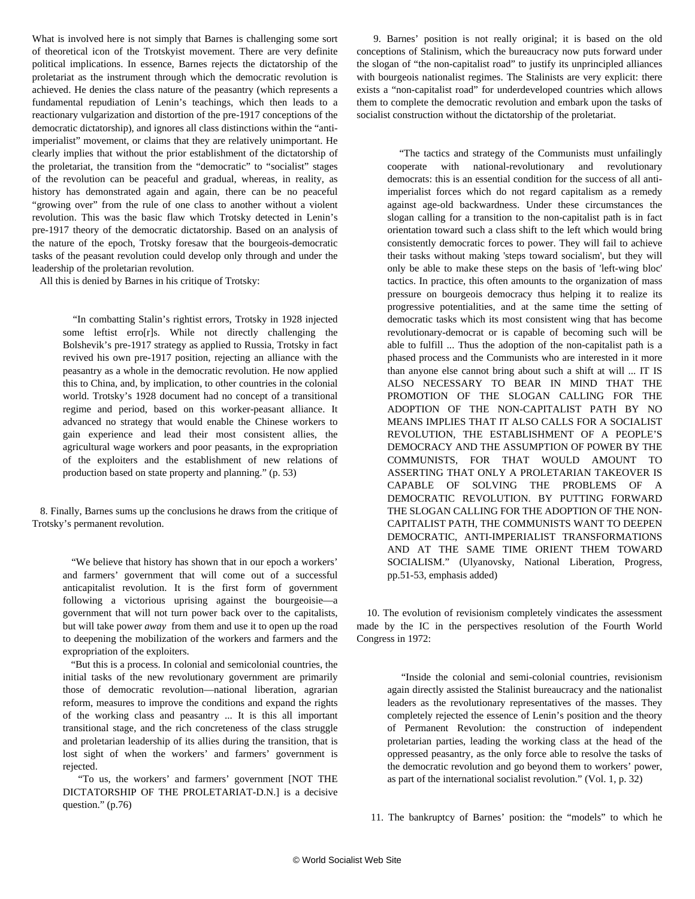What is involved here is not simply that Barnes is challenging some sort of theoretical icon of the Trotskyist movement. There are very definite political implications. In essence, Barnes rejects the dictatorship of the proletariat as the instrument through which the democratic revolution is achieved. He denies the class nature of the peasantry (which represents a fundamental repudiation of Lenin's teachings, which then leads to a reactionary vulgarization and distortion of the pre-1917 conceptions of the democratic dictatorship), and ignores all class distinctions within the "anti-imperialist" movement, or claims that they are relatively unimportant. He clearly implies that without the prior establishment of the dictatorship of the proletariat, the transition from the "democratic" to "socialist" stages of the revolution can be peaceful and gradual, whereas, in reality, as history has demonstrated again and again, there can be no peaceful "growing over" from the rule of one class to another without a violent revolution. This was the basic flaw which Trotsky detected in Lenin's pre-1917 theory of the democratic dictatorship. Based on an analysis of the nature of the epoch, Trotsky foresaw that the bourgeois-democratic tasks of the peasant revolution could develop only through and under the leadership of the proletarian revolution.

All this is denied by Barnes in his critique of Trotsky:

> "In combatting Stalin's rightist errors, Trotsky in 1928 injected some leftist erro[r]s. While not directly challenging the Bolshevik's pre-1917 strategy as applied to Russia, Trotsky in fact revived his own pre-1917 position, rejecting an alliance with the peasantry as a whole in the democratic revolution. He now applied this to China, and, by implication, to other countries in the colonial world. Trotsky's 1928 document had no concept of a transitional regime and period, based on this worker-peasant alliance. It advanced no strategy that would enable the Chinese workers to gain experience and lead their most consistent allies, the agricultural wage workers and poor peasants, in the expropriation of the exploiters and the establishment of new relations of production based on state property and planning." (p. 53)

8. Finally, Barnes sums up the conclusions he draws from the critique of Trotsky's permanent revolution.

> "We believe that history has shown that in our epoch a workers' and farmers' government that will come out of a successful anticapitalist revolution. It is the first form of government following a victorious uprising against the bourgeoisie—a government that will not turn power back over to the capitalists, but will take power *away* from them and use it to open up the road to deepening the mobilization of the workers and farmers and the expropriation of the exploiters.
>
> "But this is a process. In colonial and semicolonial countries, the initial tasks of the new revolutionary government are primarily those of democratic revolution—national liberation, agrarian reform, measures to improve the conditions and expand the rights of the working class and peasantry ... It is this all important transitional stage, and the rich concreteness of the class struggle and proletarian leadership of its allies during the transition, that is lost sight of when the workers' and farmers' government is rejected.
>
> "To us, the workers' and farmers' government [NOT THE DICTATORSHIP OF THE PROLETARIAT-D.N.] is a decisive question." (p.76)

9. Barnes' position is not really original; it is based on the old conceptions of Stalinism, which the bureaucracy now puts forward under the slogan of "the non-capitalist road" to justify its unprincipled alliances with bourgeois nationalist regimes. The Stalinists are very explicit: there exists a "non-capitalist road" for underdeveloped countries which allows them to complete the democratic revolution and embark upon the tasks of socialist construction without the dictatorship of the proletariat.

> "The tactics and strategy of the Communists must unfailingly cooperate with national-revolutionary and revolutionary democrats: this is an essential condition for the success of all anti-imperialist forces which do not regard capitalism as a remedy against age-old backwardness. Under these circumstances the slogan calling for a transition to the non-capitalist path is in fact orientation toward such a class shift to the left which would bring consistently democratic forces to power. They will fail to achieve their tasks without making 'steps toward socialism', but they will only be able to make these steps on the basis of 'left-wing bloc' tactics. In practice, this often amounts to the organization of mass pressure on bourgeois democracy thus helping it to realize its progressive potentialities, and at the same time the setting of democratic tasks which its most consistent wing that has become revolutionary-democrat or is capable of becoming such will be able to fulfill ... Thus the adoption of the non-capitalist path is a phased process and the Communists who are interested in it more than anyone else cannot bring about such a shift at will ... IT IS ALSO NECESSARY TO BEAR IN MIND THAT THE PROMOTION OF THE SLOGAN CALLING FOR THE ADOPTION OF THE NON-CAPITALIST PATH BY NO MEANS IMPLIES THAT IT ALSO CALLS FOR A SOCIALIST REVOLUTION, THE ESTABLISHMENT OF A PEOPLE'S DEMOCRACY AND THE ASSUMPTION OF POWER BY THE COMMUNISTS, FOR THAT WOULD AMOUNT TO ASSERTING THAT ONLY A PROLETARIAN TAKEOVER IS CAPABLE OF SOLVING THE PROBLEMS OF A DEMOCRATIC REVOLUTION. BY PUTTING FORWARD THE SLOGAN CALLING FOR THE ADOPTION OF THE NON-CAPITALIST PATH, THE COMMUNISTS WANT TO DEEPEN DEMOCRATIC, ANTI-IMPERIALIST TRANSFORMATIONS AND AT THE SAME TIME ORIENT THEM TOWARD SOCIALISM." (Ulyanovsky, National Liberation, Progress, pp.51-53, emphasis added)

10. The evolution of revisionism completely vindicates the assessment made by the IC in the perspectives resolution of the Fourth World Congress in 1972:

> "Inside the colonial and semi-colonial countries, revisionism again directly assisted the Stalinist bureaucracy and the nationalist leaders as the revolutionary representatives of the masses. They completely rejected the essence of Lenin's position and the theory of Permanent Revolution: the construction of independent proletarian parties, leading the working class at the head of the oppressed peasantry, as the only force able to resolve the tasks of the democratic revolution and go beyond them to workers' power, as part of the international socialist revolution." (Vol. 1, p. 32)

11. The bankruptcy of Barnes' position: the "models" to which he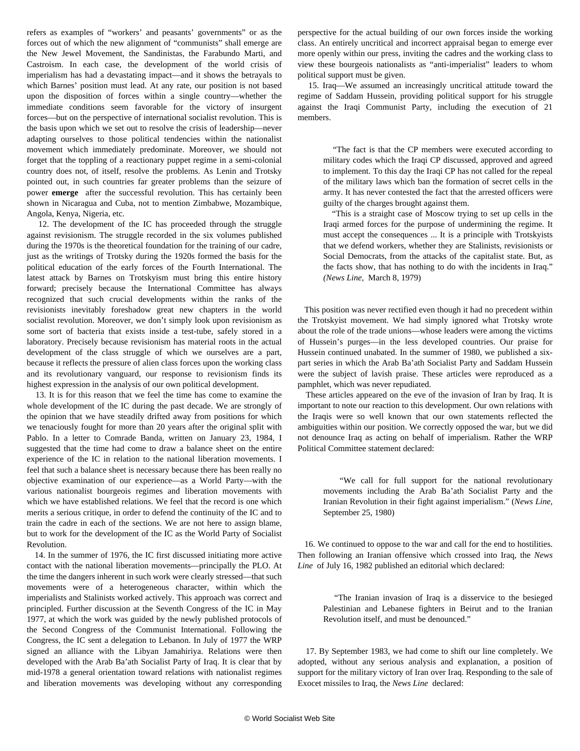refers as examples of "workers' and peasants' governments" or as the forces out of which the new alignment of "communists" shall emerge are the New Jewel Movement, the Sandinistas, the Farabundo Marti, and Castroism. In each case, the development of the world crisis of imperialism has had a devastating impact—and it shows the betrayals to which Barnes' position must lead. At any rate, our position is not based upon the disposition of forces within a single country—whether the immediate conditions seem favorable for the victory of insurgent forces—but on the perspective of international socialist revolution. This is the basis upon which we set out to resolve the crisis of leadership—never adapting ourselves to those political tendencies within the nationalist movement which immediately predominate. Moreover, we should not forget that the toppling of a reactionary puppet regime in a semi-colonial country does not, of itself, resolve the problems. As Lenin and Trotsky pointed out, in such countries far greater problems than the seizure of power **emerge** after the successful revolution. This has certainly been shown in Nicaragua and Cuba, not to mention Zimbabwe, Mozambique, Angola, Kenya, Nigeria, etc.

12. The development of the IC has proceeded through the struggle against revisionism. The struggle recorded in the six volumes published during the 1970s is the theoretical foundation for the training of our cadre, just as the writings of Trotsky during the 1920s formed the basis for the political education of the early forces of the Fourth International. The latest attack by Barnes on Trotskyism must bring this entire history forward; precisely because the International Committee has always recognized that such crucial developments within the ranks of the revisionists inevitably foreshadow great new chapters in the world socialist revolution. Moreover, we don't simply look upon revisionism as some sort of bacteria that exists inside a test-tube, safely stored in a laboratory. Precisely because revisionism has material roots in the actual development of the class struggle of which we ourselves are a part, because it reflects the pressure of alien class forces upon the working class and its revolutionary vanguard, our response to revisionism finds its highest expression in the analysis of our own political development.

13. It is for this reason that we feel the time has come to examine the whole development of the IC during the past decade. We are strongly of the opinion that we have steadily drifted away from positions for which we tenaciously fought for more than 20 years after the original split with Pablo. In a letter to Comrade Banda, written on January 23, 1984, I suggested that the time had come to draw a balance sheet on the entire experience of the IC in relation to the national liberation movements. I feel that such a balance sheet is necessary because there has been really no objective examination of our experience—as a World Party—with the various nationalist bourgeois regimes and liberation movements with which we have established relations. We feel that the record is one which merits a serious critique, in order to defend the continuity of the IC and to train the cadre in each of the sections. We are not here to assign blame, but to work for the development of the IC as the World Party of Socialist Revolution.

14. In the summer of 1976, the IC first discussed initiating more active contact with the national liberation movements—principally the PLO. At the time the dangers inherent in such work were clearly stressed—that such movements were of a heterogeneous character, within which the imperialists and Stalinists worked actively. This approach was correct and principled. Further discussion at the Seventh Congress of the IC in May 1977, at which the work was guided by the newly published protocols of the Second Congress of the Communist International. Following the Congress, the IC sent a delegation to Lebanon. In July of 1977 the WRP signed an alliance with the Libyan Jamahiriya. Relations were then developed with the Arab Ba'ath Socialist Party of Iraq. It is clear that by mid-1978 a general orientation toward relations with nationalist regimes and liberation movements was developing without any corresponding perspective for the actual building of our own forces inside the working class. An entirely uncritical and incorrect appraisal began to emerge ever more openly within our press, inviting the cadres and the working class to view these bourgeois nationalists as "anti-imperialist" leaders to whom political support must be given.

15. Iraq—We assumed an increasingly uncritical attitude toward the regime of Saddam Hussein, providing political support for his struggle against the Iraqi Communist Party, including the execution of 21 members.

> "The fact is that the CP members were executed according to military codes which the Iraqi CP discussed, approved and agreed to implement. To this day the Iraqi CP has not called for the repeal of the military laws which ban the formation of secret cells in the army. It has never contested the fact that the arrested officers were guilty of the charges brought against them.
>
> "This is a straight case of Moscow trying to set up cells in the Iraqi armed forces for the purpose of undermining the regime. It must accept the consequences ... It is a principle with Trotskyists that we defend workers, whether they are Stalinists, revisionists or Social Democrats, from the attacks of the capitalist state. But, as the facts show, that has nothing to do with the incidents in Iraq." *(News Line,* March 8, 1979)

This position was never rectified even though it had no precedent within the Trotskyist movement. We had simply ignored what Trotsky wrote about the role of the trade unions—whose leaders were among the victims of Hussein's purges—in the less developed countries. Our praise for Hussein continued unabated. In the summer of 1980, we published a six-part series in which the Arab Ba'ath Socialist Party and Saddam Hussein were the subject of lavish praise. These articles were reproduced as a pamphlet, which was never repudiated.

These articles appeared on the eve of the invasion of Iran by Iraq. It is important to note our reaction to this development. Our own relations with the Iraqis were so well known that our own statements reflected the ambiguities within our position. We correctly opposed the war, but we did not denounce Iraq as acting on behalf of imperialism. Rather the WRP Political Committee statement declared:

> "We call for full support for the national revolutionary movements including the Arab Ba'ath Socialist Party and the Iranian Revolution in their fight against imperialism." (*News Line*, September 25, 1980)

16. We continued to oppose to the war and call for the end to hostilities. Then following an Iranian offensive which crossed into Iraq, the *News Line* of July 16, 1982 published an editorial which declared:

> "The Iranian invasion of Iraq is a disservice to the besieged Palestinian and Lebanese fighters in Beirut and to the Iranian Revolution itself, and must be denounced."

17. By September 1983, we had come to shift our line completely. We adopted, without any serious analysis and explanation, a position of support for the military victory of Iran over Iraq. Responding to the sale of Exocet missiles to Iraq, the *News Line* declared: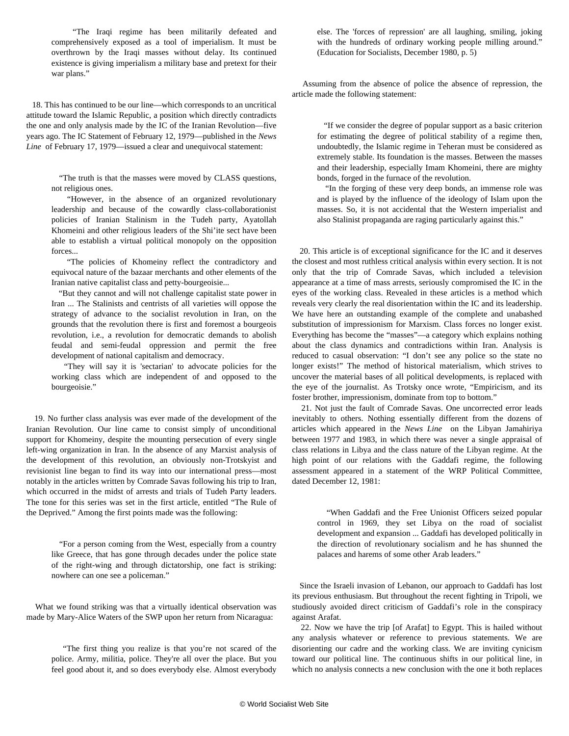> "The Iraqi regime has been militarily defeated and comprehensively exposed as a tool of imperialism. It must be overthrown by the Iraqi masses without delay. Its continued existence is giving imperialism a military base and pretext for their war plans."

18. This has continued to be our line—which corresponds to an uncritical attitude toward the Islamic Republic, a position which directly contradicts the one and only analysis made by the IC of the Iranian Revolution—five years ago. The IC Statement of February 12, 1979—published in the *News Line* of February 17, 1979—issued a clear and unequivocal statement:

> "The truth is that the masses were moved by CLASS questions, not religious ones.
>
> "However, in the absence of an organized revolutionary leadership and because of the cowardly class-collaborationist policies of Iranian Stalinism in the Tudeh party, Ayatollah Khomeini and other religious leaders of the Shi'ite sect have been able to establish a virtual political monopoly on the opposition forces...
>
> "The policies of Khomeiny reflect the contradictory and equivocal nature of the bazaar merchants and other elements of the Iranian native capitalist class and petty-bourgeoisie...
>
> "But they cannot and will not challenge capitalist state power in Iran ... The Stalinists and centrists of all varieties will oppose the strategy of advance to the socialist revolution in Iran, on the grounds that the revolution there is first and foremost a bourgeois revolution, i.e., a revolution for democratic demands to abolish feudal and semi-feudal oppression and permit the free development of national capitalism and democracy.
>
> "They will say it is 'sectarian' to advocate policies for the working class which are independent of and opposed to the bourgeoisie."

19. No further class analysis was ever made of the development of the Iranian Revolution. Our line came to consist simply of unconditional support for Khomeiny, despite the mounting persecution of every single left-wing organization in Iran. In the absence of any Marxist analysis of the development of this revolution, an obviously non-Trotskyist and revisionist line began to find its way into our international press—most notably in the articles written by Comrade Savas following his trip to Iran, which occurred in the midst of arrests and trials of Tudeh Party leaders. The tone for this series was set in the first article, entitled "The Rule of the Deprived." Among the first points made was the following:

> "For a person coming from the West, especially from a country like Greece, that has gone through decades under the police state of the right-wing and through dictatorship, one fact is striking: nowhere can one see a policeman."

What we found striking was that a virtually identical observation was made by Mary-Alice Waters of the SWP upon her return from Nicaragua:

> "The first thing you realize is that you're not scared of the police. Army, militia, police. They're all over the place. But you feel good about it, and so does everybody else. Almost everybody else. The 'forces of repression' are all laughing, smiling, joking with the hundreds of ordinary working people milling around." (Education for Socialists, December 1980, p. 5)

Assuming from the absence of police the absence of repression, the article made the following statement:

> "If we consider the degree of popular support as a basic criterion for estimating the degree of political stability of a regime then, undoubtedly, the Islamic regime in Teheran must be considered as extremely stable. Its foundation is the masses. Between the masses and their leadership, especially Imam Khomeini, there are mighty bonds, forged in the furnace of the revolution.
>
> "In the forging of these very deep bonds, an immense role was and is played by the influence of the ideology of Islam upon the masses. So, it is not accidental that the Western imperialist and also Stalinist propaganda are raging particularly against this."

20. This article is of exceptional significance for the IC and it deserves the closest and most ruthless critical analysis within every section. It is not only that the trip of Comrade Savas, which included a television appearance at a time of mass arrests, seriously compromised the IC in the eyes of the working class. Revealed in these articles is a method which reveals very clearly the real disorientation within the IC and its leadership. We have here an outstanding example of the complete and unabashed substitution of impressionism for Marxism. Class forces no longer exist. Everything has become the "masses"—a category which explains nothing about the class dynamics and contradictions within Iran. Analysis is reduced to casual observation: "I don't see any police so the state no longer exists!" The method of historical materialism, which strives to uncover the material bases of all political developments, is replaced with the eye of the journalist. As Trotsky once wrote, "Empiricism, and its foster brother, impressionism, dominate from top to bottom."

21. Not just the fault of Comrade Savas. One uncorrected error leads inevitably to others. Nothing essentially different from the dozens of articles which appeared in the *News Line* on the Libyan Jamahiriya between 1977 and 1983, in which there was never a single appraisal of class relations in Libya and the class nature of the Libyan regime. At the high point of our relations with the Gaddafi regime, the following assessment appeared in a statement of the WRP Political Committee, dated December 12, 1981:

> "When Gaddafi and the Free Unionist Officers seized popular control in 1969, they set Libya on the road of socialist development and expansion ... Gaddafi has developed politically in the direction of revolutionary socialism and he has shunned the palaces and harems of some other Arab leaders."

Since the Israeli invasion of Lebanon, our approach to Gaddafi has lost its previous enthusiasm. But throughout the recent fighting in Tripoli, we studiously avoided direct criticism of Gaddafi's role in the conspiracy against Arafat.

22. Now we have the trip [of Arafat] to Egypt. This is hailed without any analysis whatever or reference to previous statements. We are disorienting our cadre and the working class. We are inviting cynicism toward our political line. The continuous shifts in our political line, in which no analysis connects a new conclusion with the one it both replaces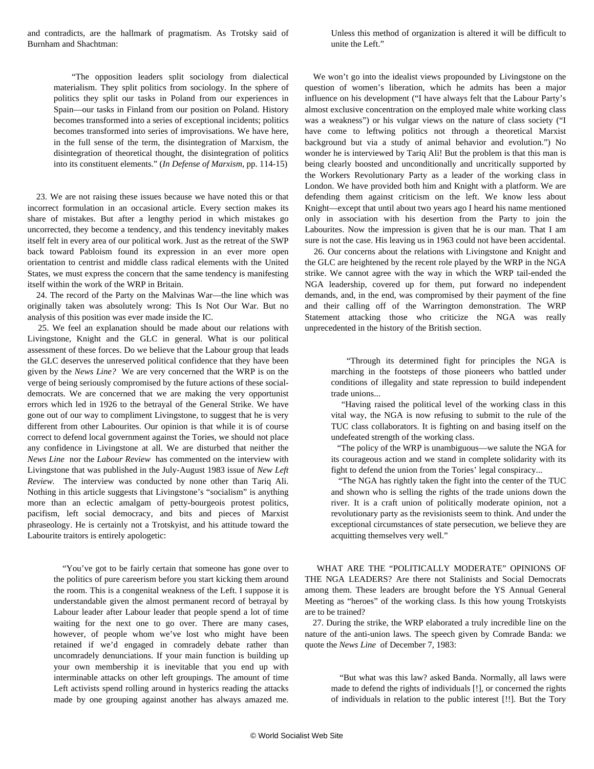and contradicts, are the hallmark of pragmatism. As Trotsky said of Burnham and Shachtman:

> "The opposition leaders split sociology from dialectical materialism. They split politics from sociology. In the sphere of politics they split our tasks in Poland from our experiences in Spain—our tasks in Finland from our position on Poland. History becomes transformed into a series of exceptional incidents; politics becomes transformed into series of improvisations. We have here, in the full sense of the term, the disintegration of Marxism, the disintegration of theoretical thought, the disintegration of politics into its constituent elements." (*In Defense of Marxism*, pp. 114-15)

23. We are not raising these issues because we have noted this or that incorrect formulation in an occasional article. Every section makes its share of mistakes. But after a lengthy period in which mistakes go uncorrected, they become a tendency, and this tendency inevitably makes itself felt in every area of our political work. Just as the retreat of the SWP back toward Pabloism found its expression in an ever more open orientation to centrist and middle class radical elements with the United States, we must express the concern that the same tendency is manifesting itself within the work of the WRP in Britain.

24. The record of the Party on the Malvinas War—the line which was originally taken was absolutely wrong: This Is Not Our War. But no analysis of this position was ever made inside the IC.

25. We feel an explanation should be made about our relations with Livingstone, Knight and the GLC in general. What is our political assessment of these forces. Do we believe that the Labour group that leads the GLC deserves the unreserved political confidence that they have been given by the *News Line?* We are very concerned that the WRP is on the verge of being seriously compromised by the future actions of these social-democrats. We are concerned that we are making the very opportunist errors which led in 1926 to the betrayal of the General Strike. We have gone out of our way to compliment Livingstone, to suggest that he is very different from other Labourites. Our opinion is that while it is of course correct to defend local government against the Tories, we should not place any confidence in Livingstone at all. We are disturbed that neither the *News Line* nor the *Labour Review* has commented on the interview with Livingstone that was published in the July-August 1983 issue of *New Left Review.* The interview was conducted by none other than Tariq Ali. Nothing in this article suggests that Livingstone's "socialism" is anything more than an eclectic amalgam of petty-bourgeois protest politics, pacifism, left social democracy, and bits and pieces of Marxist phraseology. He is certainly not a Trotskyist, and his attitude toward the Labourite traitors is entirely apologetic:

> "You've got to be fairly certain that someone has gone over to the politics of pure careerism before you start kicking them around the room. This is a congenital weakness of the Left. I suppose it is understandable given the almost permanent record of betrayal by Labour leader after Labour leader that people spend a lot of time waiting for the next one to go over. There are many cases, however, of people whom we've lost who might have been retained if we'd engaged in comradely debate rather than uncomradely denunciations. If your main function is building up your own membership it is inevitable that you end up with interminable attacks on other left groupings. The amount of time Left activists spend rolling around in hysterics reading the attacks made by one grouping against another has always amazed me. Unless this method of organization is altered it will be difficult to unite the Left."

We won't go into the idealist views propounded by Livingstone on the question of women's liberation, which he admits has been a major influence on his development ("I have always felt that the Labour Party's almost exclusive concentration on the employed male white working class was a weakness") or his vulgar views on the nature of class society ("I have come to leftwing politics not through a theoretical Marxist background but via a study of animal behavior and evolution.") No wonder he is interviewed by Tariq Ali! But the problem is that this man is being clearly boosted and unconditionally and uncritically supported by the Workers Revolutionary Party as a leader of the working class in London. We have provided both him and Knight with a platform. We are defending them against criticism on the left. We know less about Knight—except that until about two years ago I heard his name mentioned only in association with his desertion from the Party to join the Labourites. Now the impression is given that he is our man. That I am sure is not the case. His leaving us in 1963 could not have been accidental.

26. Our concerns about the relations with Livingstone and Knight and the GLC are heightened by the recent role played by the WRP in the NGA strike. We cannot agree with the way in which the WRP tail-ended the NGA leadership, covered up for them, put forward no independent demands, and, in the end, was compromised by their payment of the fine and their calling off of the Warrington demonstration. The WRP Statement attacking those who criticize the NGA was really unprecedented in the history of the British section.

> "Through its determined fight for principles the NGA is marching in the footsteps of those pioneers who battled under conditions of illegality and state repression to build independent trade unions...
>
> "Having raised the political level of the working class in this vital way, the NGA is now refusing to submit to the rule of the TUC class collaborators. It is fighting on and basing itself on the undefeated strength of the working class.
>
> "The policy of the WRP is unambiguous—we salute the NGA for its courageous action and we stand in complete solidarity with its fight to defend the union from the Tories' legal conspiracy...
>
> "The NGA has rightly taken the fight into the center of the TUC and shown who is selling the rights of the trade unions down the river. It is a craft union of politically moderate opinion, not a revolutionary party as the revisionists seem to think. And under the exceptional circumstances of state persecution, we believe they are acquitting themselves very well."

WHAT ARE THE "POLITICALLY MODERATE" OPINIONS OF THE NGA LEADERS? Are there not Stalinists and Social Democrats among them. These leaders are brought before the YS Annual General Meeting as "heroes" of the working class. Is this how young Trotskyists are to be trained?

27. During the strike, the WRP elaborated a truly incredible line on the nature of the anti-union laws. The speech given by Comrade Banda: we quote the *News Line* of December 7, 1983:

> "But what was this law? asked Banda. Normally, all laws were made to defend the rights of individuals [!], or concerned the rights of individuals in relation to the public interest [!!]. But the Tory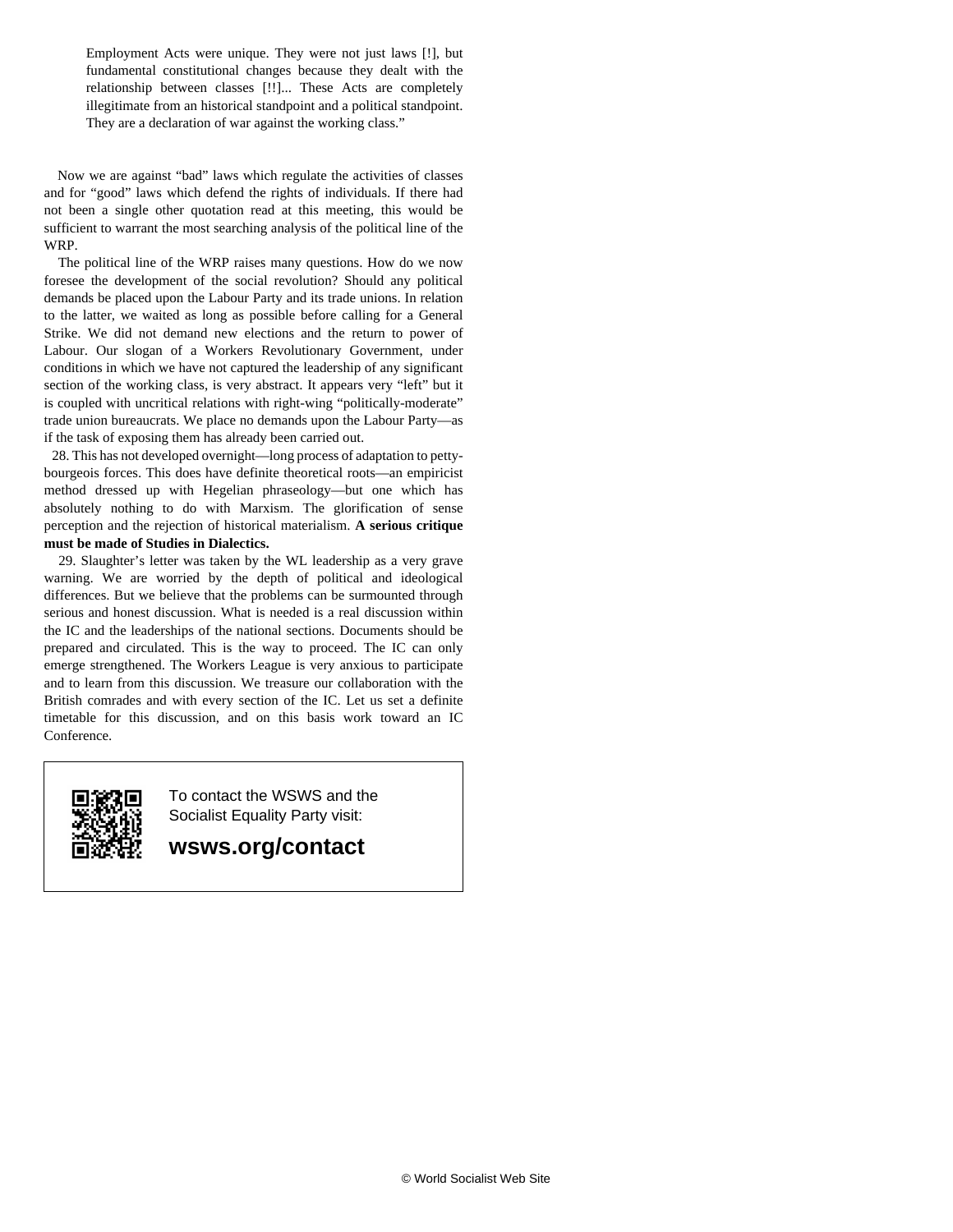> Employment Acts were unique. They were not just laws [!], but fundamental constitutional changes because they dealt with the relationship between classes [!!]... These Acts are completely illegitimate from an historical standpoint and a political standpoint. They are a declaration of war against the working class."

Now we are against "bad" laws which regulate the activities of classes and for "good" laws which defend the rights of individuals. If there had not been a single other quotation read at this meeting, this would be sufficient to warrant the most searching analysis of the political line of the WRP.

The political line of the WRP raises many questions. How do we now foresee the development of the social revolution? Should any political demands be placed upon the Labour Party and its trade unions. In relation to the latter, we waited as long as possible before calling for a General Strike. We did not demand new elections and the return to power of Labour. Our slogan of a Workers Revolutionary Government, under conditions in which we have not captured the leadership of any significant section of the working class, is very abstract. It appears very "left" but it is coupled with uncritical relations with right-wing "politically-moderate" trade union bureaucrats. We place no demands upon the Labour Party—as if the task of exposing them has already been carried out.

28. This has not developed overnight—long process of adaptation to petty-bourgeois forces. This does have definite theoretical roots—an empiricist method dressed up with Hegelian phraseology—but one which has absolutely nothing to do with Marxism. The glorification of sense perception and the rejection of historical materialism. **A serious critique must be made of Studies in Dialectics.**

29. Slaughter's letter was taken by the WL leadership as a very grave warning. We are worried by the depth of political and ideological differences. But we believe that the problems can be surmounted through serious and honest discussion. What is needed is a real discussion within the IC and the leaderships of the national sections. Documents should be prepared and circulated. This is the way to proceed. The IC can only emerge strengthened. The Workers League is very anxious to participate and to learn from this discussion. We treasure our collaboration with the British comrades and with every section of the IC. Let us set a definite timetable for this discussion, and on this basis work toward an IC Conference.

To contact the WSWS and the Socialist Equality Party visit:

**wsws.org/contact**